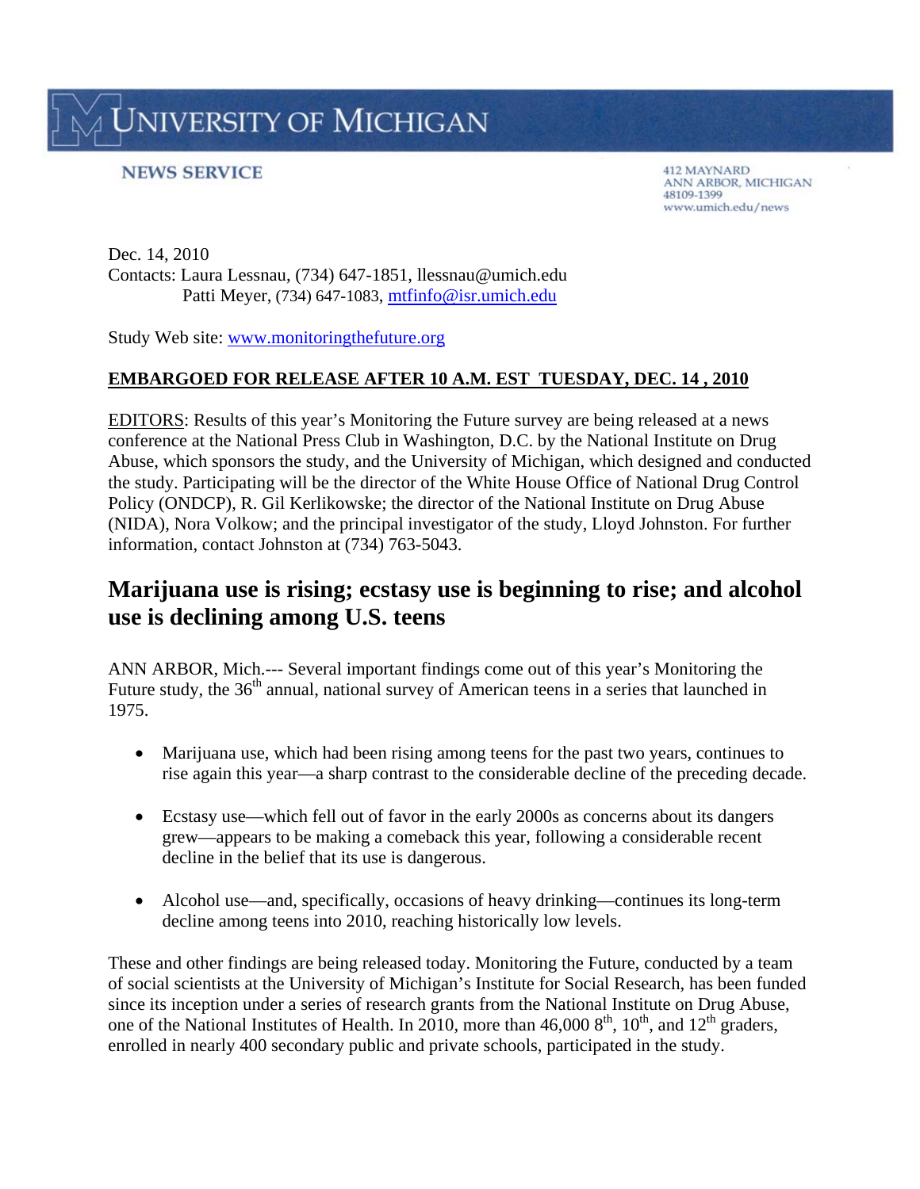# UNIVERSITY OF MICHIGAN

**NEWS SERVICE**

412 MAYNARD
ANN ARBOR, MICHIGAN
48109-1399
www.umich.edu/news

Dec. 14, 2010
Contacts: Laura Lessnau, (734) 647-1851, llessnau@umich.edu
Patti Meyer, (734) 647-1083, mtfinfo@isr.umich.edu

Study Web site: www.monitoringthefuture.org

**EMBARGOED FOR RELEASE AFTER 10 A.M. EST TUESDAY, DEC. 14 , 2010**

EDITORS: Results of this year's Monitoring the Future survey are being released at a news conference at the National Press Club in Washington, D.C. by the National Institute on Drug Abuse, which sponsors the study, and the University of Michigan, which designed and conducted the study. Participating will be the director of the White House Office of National Drug Control Policy (ONDCP), R. Gil Kerlikowske; the director of the National Institute on Drug Abuse (NIDA), Nora Volkow; and the principal investigator of the study, Lloyd Johnston. For further information, contact Johnston at (734) 763-5043.

## Marijuana use is rising; ecstasy use is beginning to rise; and alcohol use is declining among U.S. teens

ANN ARBOR, Mich.--- Several important findings come out of this year's Monitoring the Future study, the 36th annual, national survey of American teens in a series that launched in 1975.

- Marijuana use, which had been rising among teens for the past two years, continues to rise again this year—a sharp contrast to the considerable decline of the preceding decade.
- Ecstasy use—which fell out of favor in the early 2000s as concerns about its dangers grew—appears to be making a comeback this year, following a considerable recent decline in the belief that its use is dangerous.
- Alcohol use—and, specifically, occasions of heavy drinking—continues its long-term decline among teens into 2010, reaching historically low levels.

These and other findings are being released today. Monitoring the Future, conducted by a team of social scientists at the University of Michigan's Institute for Social Research, has been funded since its inception under a series of research grants from the National Institute on Drug Abuse, one of the National Institutes of Health. In 2010, more than 46,000 8th, 10th, and 12th graders, enrolled in nearly 400 secondary public and private schools, participated in the study.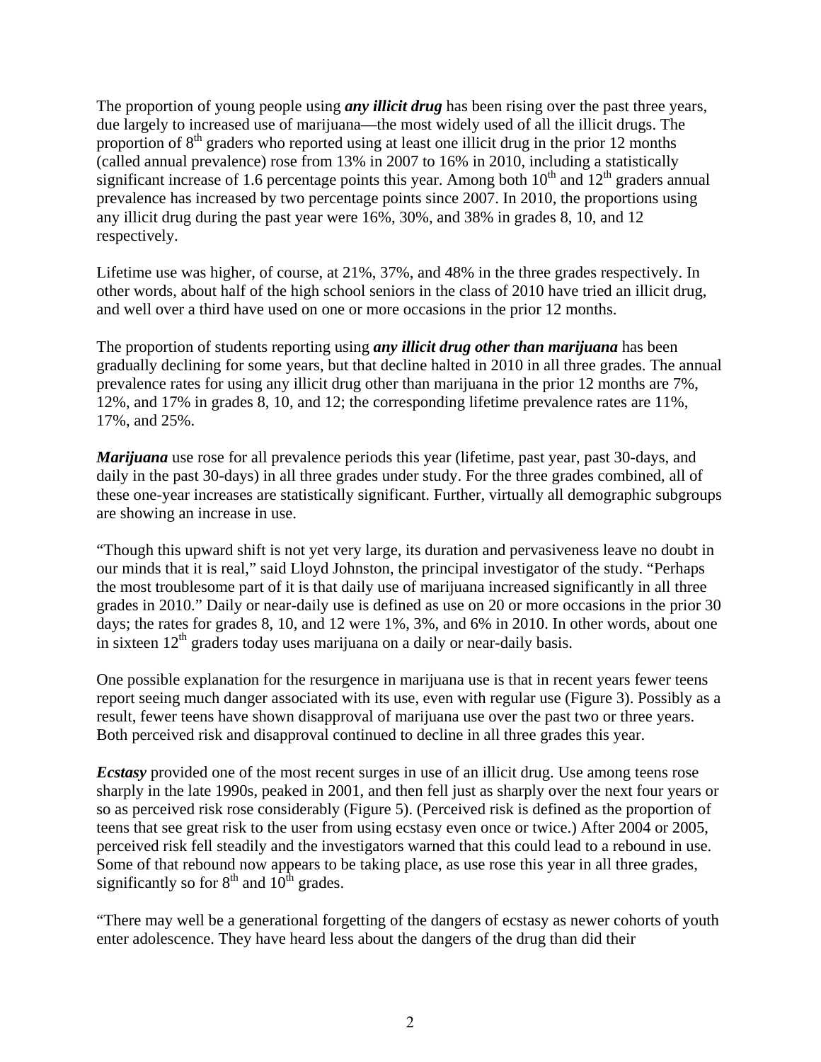The proportion of young people using ***any illicit drug*** has been rising over the past three years, due largely to increased use of marijuana—the most widely used of all the illicit drugs. The proportion of 8th graders who reported using at least one illicit drug in the prior 12 months (called annual prevalence) rose from 13% in 2007 to 16% in 2010, including a statistically significant increase of 1.6 percentage points this year. Among both 10th and 12th graders annual prevalence has increased by two percentage points since 2007. In 2010, the proportions using any illicit drug during the past year were 16%, 30%, and 38% in grades 8, 10, and 12 respectively.

Lifetime use was higher, of course, at 21%, 37%, and 48% in the three grades respectively. In other words, about half of the high school seniors in the class of 2010 have tried an illicit drug, and well over a third have used on one or more occasions in the prior 12 months.

The proportion of students reporting using ***any illicit drug other than marijuana*** has been gradually declining for some years, but that decline halted in 2010 in all three grades. The annual prevalence rates for using any illicit drug other than marijuana in the prior 12 months are 7%, 12%, and 17% in grades 8, 10, and 12; the corresponding lifetime prevalence rates are 11%, 17%, and 25%.

***Marijuana*** use rose for all prevalence periods this year (lifetime, past year, past 30-days, and daily in the past 30-days) in all three grades under study. For the three grades combined, all of these one-year increases are statistically significant. Further, virtually all demographic subgroups are showing an increase in use.

"Though this upward shift is not yet very large, its duration and pervasiveness leave no doubt in our minds that it is real," said Lloyd Johnston, the principal investigator of the study. "Perhaps the most troublesome part of it is that daily use of marijuana increased significantly in all three grades in 2010." Daily or near-daily use is defined as use on 20 or more occasions in the prior 30 days; the rates for grades 8, 10, and 12 were 1%, 3%, and 6% in 2010. In other words, about one in sixteen 12th graders today uses marijuana on a daily or near-daily basis.

One possible explanation for the resurgence in marijuana use is that in recent years fewer teens report seeing much danger associated with its use, even with regular use (Figure 3). Possibly as a result, fewer teens have shown disapproval of marijuana use over the past two or three years. Both perceived risk and disapproval continued to decline in all three grades this year.

***Ecstasy*** provided one of the most recent surges in use of an illicit drug. Use among teens rose sharply in the late 1990s, peaked in 2001, and then fell just as sharply over the next four years or so as perceived risk rose considerably (Figure 5). (Perceived risk is defined as the proportion of teens that see great risk to the user from using ecstasy even once or twice.) After 2004 or 2005, perceived risk fell steadily and the investigators warned that this could lead to a rebound in use. Some of that rebound now appears to be taking place, as use rose this year in all three grades, significantly so for 8th and 10th grades.

"There may well be a generational forgetting of the dangers of ecstasy as newer cohorts of youth enter adolescence. They have heard less about the dangers of the drug than did their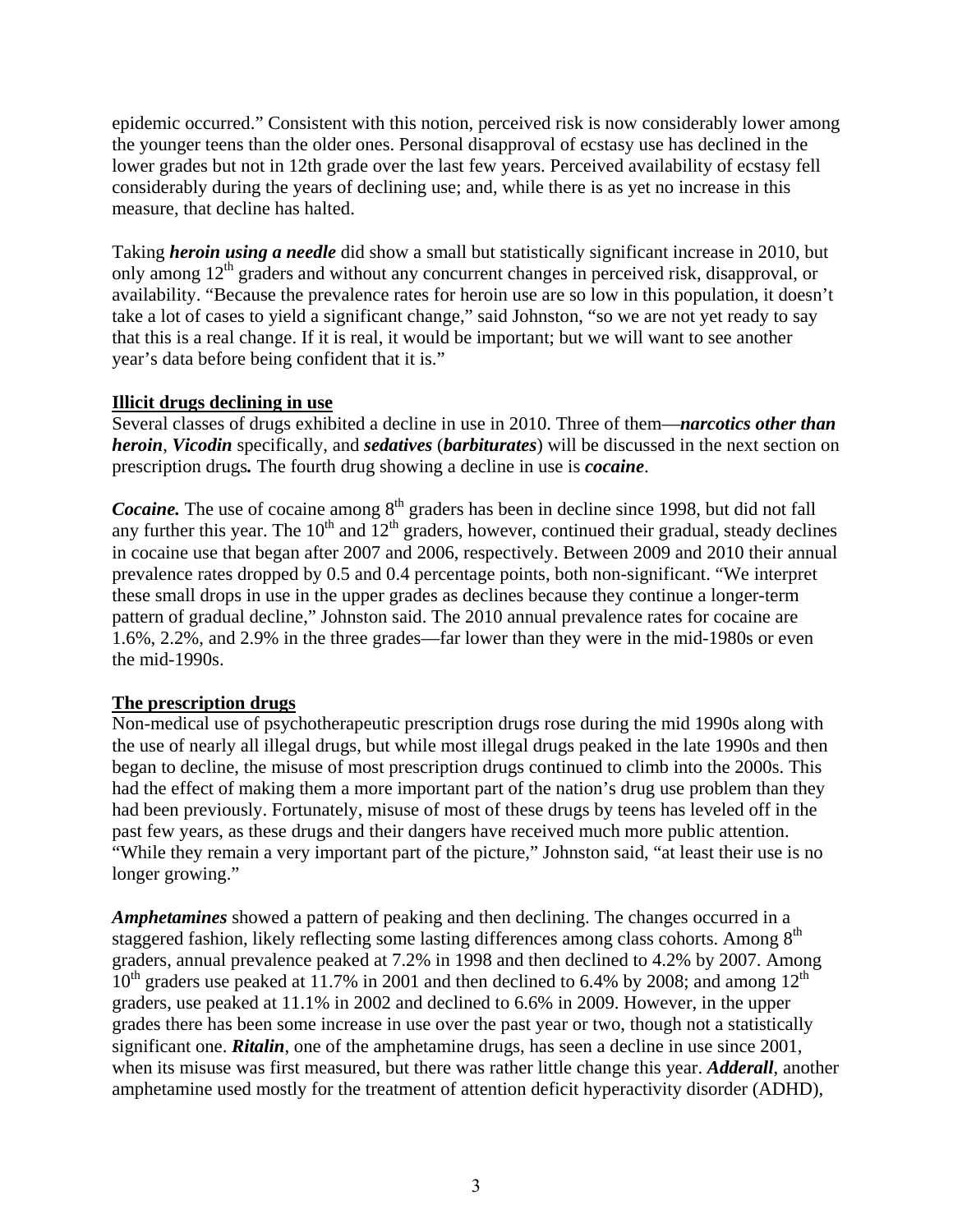epidemic occurred." Consistent with this notion, perceived risk is now considerably lower among the younger teens than the older ones. Personal disapproval of ecstasy use has declined in the lower grades but not in 12th grade over the last few years. Perceived availability of ecstasy fell considerably during the years of declining use; and, while there is as yet no increase in this measure, that decline has halted.

Taking ***heroin using a needle*** did show a small but statistically significant increase in 2010, but only among 12th graders and without any concurrent changes in perceived risk, disapproval, or availability. "Because the prevalence rates for heroin use are so low in this population, it doesn't take a lot of cases to yield a significant change," said Johnston, "so we are not yet ready to say that this is a real change. If it is real, it would be important; but we will want to see another year's data before being confident that it is."

**Illicit drugs declining in use**

Several classes of drugs exhibited a decline in use in 2010. Three of them—***narcotics other than heroin***, ***Vicodin*** specifically, and ***sedatives*** (***barbiturates***) will be discussed in the next section on prescription drugs**.** The fourth drug showing a decline in use is ***cocaine***.

***Cocaine.*** The use of cocaine among 8th graders has been in decline since 1998, but did not fall any further this year. The 10th and 12th graders, however, continued their gradual, steady declines in cocaine use that began after 2007 and 2006, respectively. Between 2009 and 2010 their annual prevalence rates dropped by 0.5 and 0.4 percentage points, both non-significant. "We interpret these small drops in use in the upper grades as declines because they continue a longer-term pattern of gradual decline," Johnston said. The 2010 annual prevalence rates for cocaine are 1.6%, 2.2%, and 2.9% in the three grades—far lower than they were in the mid-1980s or even the mid-1990s.

**The prescription drugs**

Non-medical use of psychotherapeutic prescription drugs rose during the mid 1990s along with the use of nearly all illegal drugs, but while most illegal drugs peaked in the late 1990s and then began to decline, the misuse of most prescription drugs continued to climb into the 2000s. This had the effect of making them a more important part of the nation's drug use problem than they had been previously. Fortunately, misuse of most of these drugs by teens has leveled off in the past few years, as these drugs and their dangers have received much more public attention. "While they remain a very important part of the picture," Johnston said, "at least their use is no longer growing."

***Amphetamines*** showed a pattern of peaking and then declining. The changes occurred in a staggered fashion, likely reflecting some lasting differences among class cohorts. Among 8th graders, annual prevalence peaked at 7.2% in 1998 and then declined to 4.2% by 2007. Among 10th graders use peaked at 11.7% in 2001 and then declined to 6.4% by 2008; and among 12th graders, use peaked at 11.1% in 2002 and declined to 6.6% in 2009. However, in the upper grades there has been some increase in use over the past year or two, though not a statistically significant one. ***Ritalin***, one of the amphetamine drugs, has seen a decline in use since 2001, when its misuse was first measured, but there was rather little change this year. ***Adderall***, another amphetamine used mostly for the treatment of attention deficit hyperactivity disorder (ADHD),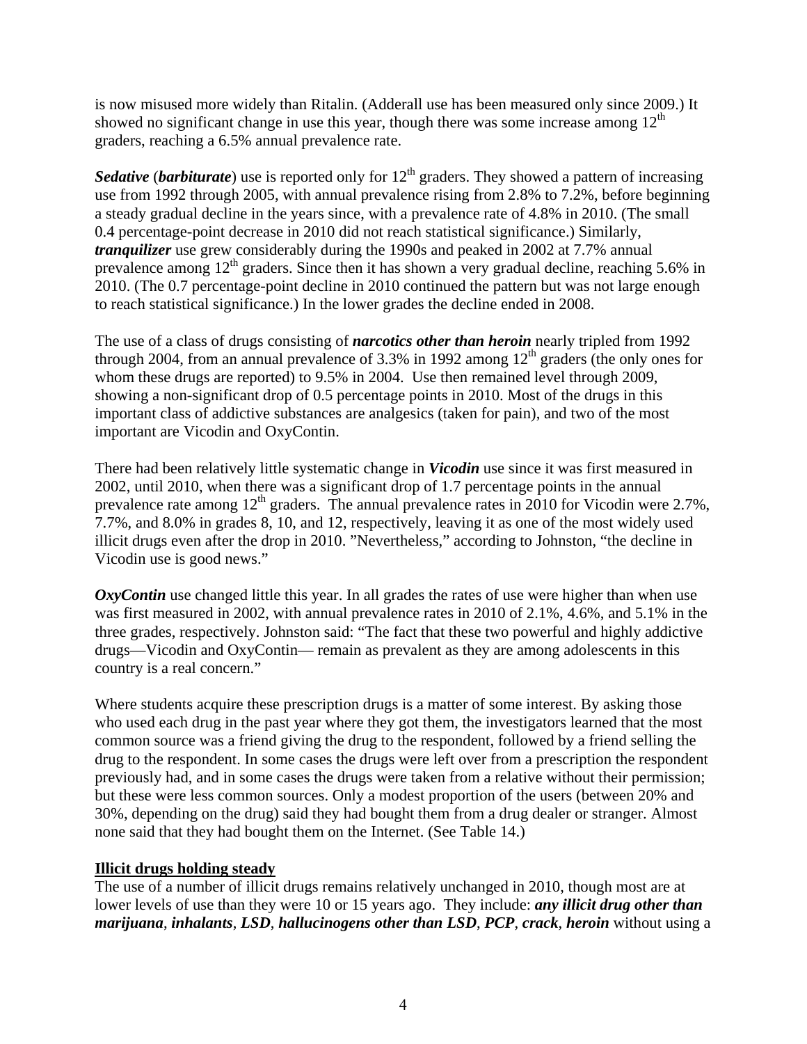is now misused more widely than Ritalin. (Adderall use has been measured only since 2009.) It showed no significant change in use this year, though there was some increase among 12th graders, reaching a 6.5% annual prevalence rate.

***Sedative*** (***barbiturate***) use is reported only for 12th graders. They showed a pattern of increasing use from 1992 through 2005, with annual prevalence rising from 2.8% to 7.2%, before beginning a steady gradual decline in the years since, with a prevalence rate of 4.8% in 2010. (The small 0.4 percentage-point decrease in 2010 did not reach statistical significance.) Similarly, ***tranquilizer*** use grew considerably during the 1990s and peaked in 2002 at 7.7% annual prevalence among 12th graders. Since then it has shown a very gradual decline, reaching 5.6% in 2010. (The 0.7 percentage-point decline in 2010 continued the pattern but was not large enough to reach statistical significance.) In the lower grades the decline ended in 2008.

The use of a class of drugs consisting of ***narcotics other than heroin*** nearly tripled from 1992 through 2004, from an annual prevalence of 3.3% in 1992 among 12th graders (the only ones for whom these drugs are reported) to 9.5% in 2004. Use then remained level through 2009, showing a non-significant drop of 0.5 percentage points in 2010. Most of the drugs in this important class of addictive substances are analgesics (taken for pain), and two of the most important are Vicodin and OxyContin.

There had been relatively little systematic change in ***Vicodin*** use since it was first measured in 2002, until 2010, when there was a significant drop of 1.7 percentage points in the annual prevalence rate among 12th graders. The annual prevalence rates in 2010 for Vicodin were 2.7%, 7.7%, and 8.0% in grades 8, 10, and 12, respectively, leaving it as one of the most widely used illicit drugs even after the drop in 2010. "Nevertheless," according to Johnston, "the decline in Vicodin use is good news."

***OxyContin*** use changed little this year. In all grades the rates of use were higher than when use was first measured in 2002, with annual prevalence rates in 2010 of 2.1%, 4.6%, and 5.1% in the three grades, respectively. Johnston said: "The fact that these two powerful and highly addictive drugs—Vicodin and OxyContin— remain as prevalent as they are among adolescents in this country is a real concern."

Where students acquire these prescription drugs is a matter of some interest. By asking those who used each drug in the past year where they got them, the investigators learned that the most common source was a friend giving the drug to the respondent, followed by a friend selling the drug to the respondent. In some cases the drugs were left over from a prescription the respondent previously had, and in some cases the drugs were taken from a relative without their permission; but these were less common sources. Only a modest proportion of the users (between 20% and 30%, depending on the drug) said they had bought them from a drug dealer or stranger. Almost none said that they had bought them on the Internet. (See Table 14.)

**Illicit drugs holding steady**

The use of a number of illicit drugs remains relatively unchanged in 2010, though most are at lower levels of use than they were 10 or 15 years ago. They include: ***any illicit drug other than marijuana***, ***inhalants***, ***LSD***, ***hallucinogens other than LSD***, ***PCP***, ***crack***, ***heroin*** without using a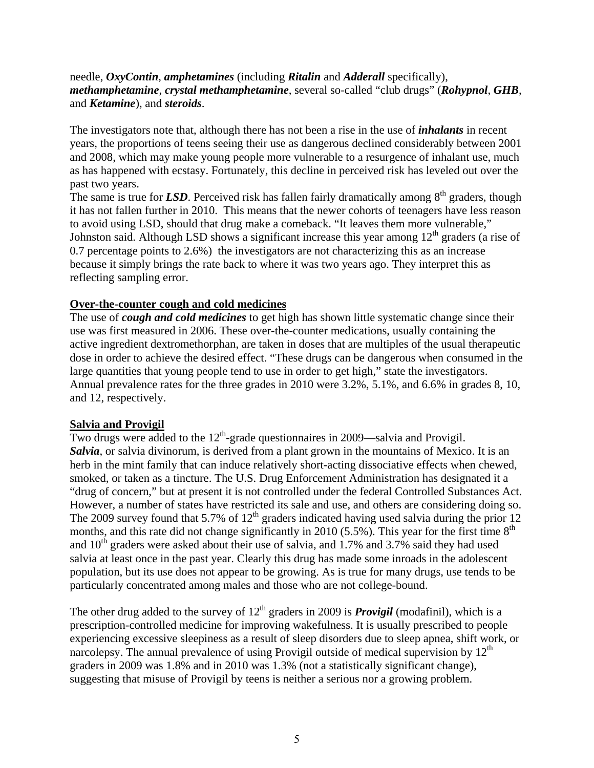needle, ***OxyContin***, ***amphetamines*** (including ***Ritalin*** and ***Adderall*** specifically), ***methamphetamine***, ***crystal methamphetamine***, several so-called "club drugs" (***Rohypnol***, ***GHB***, and ***Ketamine***), and ***steroids***.

The investigators note that, although there has not been a rise in the use of ***inhalants*** in recent years, the proportions of teens seeing their use as dangerous declined considerably between 2001 and 2008, which may make young people more vulnerable to a resurgence of inhalant use, much as has happened with ecstasy. Fortunately, this decline in perceived risk has leveled out over the past two years.

The same is true for ***LSD***. Perceived risk has fallen fairly dramatically among 8th graders, though it has not fallen further in 2010. This means that the newer cohorts of teenagers have less reason to avoid using LSD, should that drug make a comeback. "It leaves them more vulnerable," Johnston said. Although LSD shows a significant increase this year among 12th graders (a rise of 0.7 percentage points to 2.6%) the investigators are not characterizing this as an increase because it simply brings the rate back to where it was two years ago. They interpret this as reflecting sampling error.

**Over-the-counter cough and cold medicines**

The use of ***cough and cold medicines*** to get high has shown little systematic change since their use was first measured in 2006. These over-the-counter medications, usually containing the active ingredient dextromethorphan, are taken in doses that are multiples of the usual therapeutic dose in order to achieve the desired effect. "These drugs can be dangerous when consumed in the large quantities that young people tend to use in order to get high," state the investigators. Annual prevalence rates for the three grades in 2010 were 3.2%, 5.1%, and 6.6% in grades 8, 10, and 12, respectively.

**Salvia and Provigil**

Two drugs were added to the 12th-grade questionnaires in 2009—salvia and Provigil. ***Salvia***, or salvia divinorum, is derived from a plant grown in the mountains of Mexico. It is an herb in the mint family that can induce relatively short-acting dissociative effects when chewed, smoked, or taken as a tincture. The U.S. Drug Enforcement Administration has designated it a "drug of concern," but at present it is not controlled under the federal Controlled Substances Act. However, a number of states have restricted its sale and use, and others are considering doing so. The 2009 survey found that 5.7% of 12th graders indicated having used salvia during the prior 12 months, and this rate did not change significantly in 2010 (5.5%). This year for the first time 8th and 10th graders were asked about their use of salvia, and 1.7% and 3.7% said they had used salvia at least once in the past year. Clearly this drug has made some inroads in the adolescent population, but its use does not appear to be growing. As is true for many drugs, use tends to be particularly concentrated among males and those who are not college-bound.

The other drug added to the survey of 12th graders in 2009 is ***Provigil*** (modafinil), which is a prescription-controlled medicine for improving wakefulness. It is usually prescribed to people experiencing excessive sleepiness as a result of sleep disorders due to sleep apnea, shift work, or narcolepsy. The annual prevalence of using Provigil outside of medical supervision by 12th graders in 2009 was 1.8% and in 2010 was 1.3% (not a statistically significant change), suggesting that misuse of Provigil by teens is neither a serious nor a growing problem.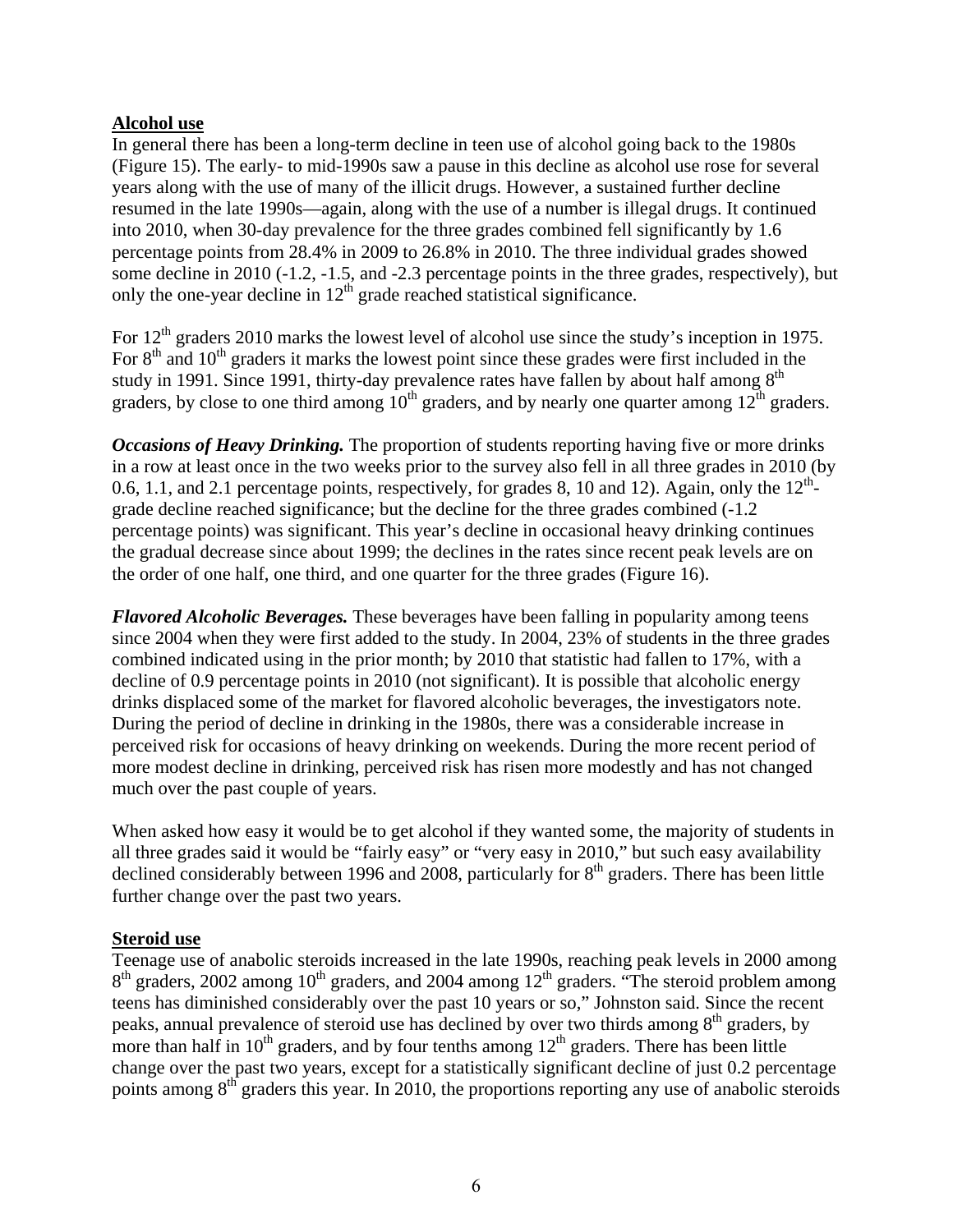## Alcohol use

In general there has been a long-term decline in teen use of alcohol going back to the 1980s (Figure 15). The early- to mid-1990s saw a pause in this decline as alcohol use rose for several years along with the use of many of the illicit drugs. However, a sustained further decline resumed in the late 1990s—again, along with the use of a number is illegal drugs. It continued into 2010, when 30-day prevalence for the three grades combined fell significantly by 1.6 percentage points from 28.4% in 2009 to 26.8% in 2010. The three individual grades showed some decline in 2010 (-1.2, -1.5, and -2.3 percentage points in the three grades, respectively), but only the one-year decline in 12th grade reached statistical significance.

For 12th graders 2010 marks the lowest level of alcohol use since the study's inception in 1975. For 8th and 10th graders it marks the lowest point since these grades were first included in the study in 1991. Since 1991, thirty-day prevalence rates have fallen by about half among 8th graders, by close to one third among 10th graders, and by nearly one quarter among 12th graders.

***Occasions of Heavy Drinking.*** The proportion of students reporting having five or more drinks in a row at least once in the two weeks prior to the survey also fell in all three grades in 2010 (by 0.6, 1.1, and 2.1 percentage points, respectively, for grades 8, 10 and 12). Again, only the 12th-grade decline reached significance; but the decline for the three grades combined (-1.2 percentage points) was significant. This year's decline in occasional heavy drinking continues the gradual decrease since about 1999; the declines in the rates since recent peak levels are on the order of one half, one third, and one quarter for the three grades (Figure 16).

***Flavored Alcoholic Beverages.*** These beverages have been falling in popularity among teens since 2004 when they were first added to the study. In 2004, 23% of students in the three grades combined indicated using in the prior month; by 2010 that statistic had fallen to 17%, with a decline of 0.9 percentage points in 2010 (not significant). It is possible that alcoholic energy drinks displaced some of the market for flavored alcoholic beverages, the investigators note. During the period of decline in drinking in the 1980s, there was a considerable increase in perceived risk for occasions of heavy drinking on weekends. During the more recent period of more modest decline in drinking, perceived risk has risen more modestly and has not changed much over the past couple of years.

When asked how easy it would be to get alcohol if they wanted some, the majority of students in all three grades said it would be "fairly easy" or "very easy in 2010," but such easy availability declined considerably between 1996 and 2008, particularly for 8th graders. There has been little further change over the past two years.

## Steroid use

Teenage use of anabolic steroids increased in the late 1990s, reaching peak levels in 2000 among 8th graders, 2002 among 10th graders, and 2004 among 12th graders. "The steroid problem among teens has diminished considerably over the past 10 years or so," Johnston said. Since the recent peaks, annual prevalence of steroid use has declined by over two thirds among 8th graders, by more than half in 10th graders, and by four tenths among 12th graders. There has been little change over the past two years, except for a statistically significant decline of just 0.2 percentage points among 8th graders this year. In 2010, the proportions reporting any use of anabolic steroids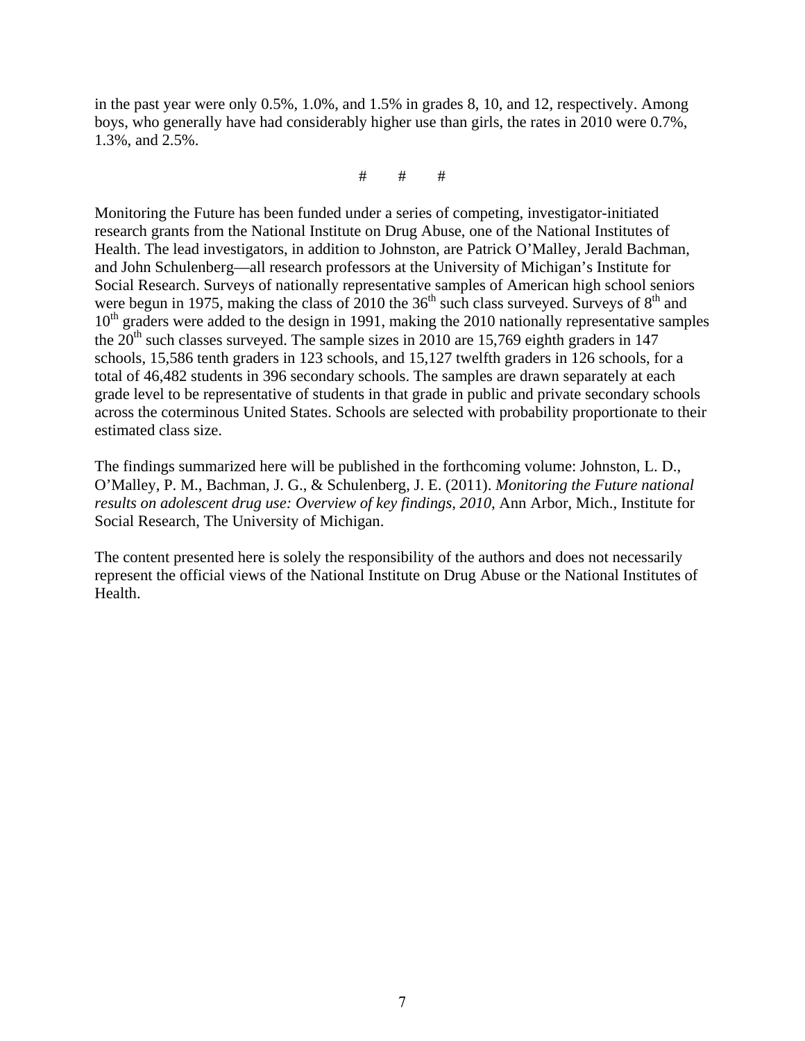in the past year were only 0.5%, 1.0%, and 1.5% in grades 8, 10, and 12, respectively. Among boys, who generally have had considerably higher use than girls, the rates in 2010 were 0.7%, 1.3%, and 2.5%.

# # #

Monitoring the Future has been funded under a series of competing, investigator-initiated research grants from the National Institute on Drug Abuse, one of the National Institutes of Health. The lead investigators, in addition to Johnston, are Patrick O'Malley, Jerald Bachman, and John Schulenberg—all research professors at the University of Michigan's Institute for Social Research. Surveys of nationally representative samples of American high school seniors were begun in 1975, making the class of 2010 the 36th such class surveyed. Surveys of 8th and 10th graders were added to the design in 1991, making the 2010 nationally representative samples the 20th such classes surveyed. The sample sizes in 2010 are 15,769 eighth graders in 147 schools, 15,586 tenth graders in 123 schools, and 15,127 twelfth graders in 126 schools, for a total of 46,482 students in 396 secondary schools. The samples are drawn separately at each grade level to be representative of students in that grade in public and private secondary schools across the coterminous United States. Schools are selected with probability proportionate to their estimated class size.

The findings summarized here will be published in the forthcoming volume: Johnston, L. D., O'Malley, P. M., Bachman, J. G., & Schulenberg, J. E. (2011). *Monitoring the Future national results on adolescent drug use: Overview of key findings, 2010,* Ann Arbor, Mich., Institute for Social Research, The University of Michigan.

The content presented here is solely the responsibility of the authors and does not necessarily represent the official views of the National Institute on Drug Abuse or the National Institutes of Health.